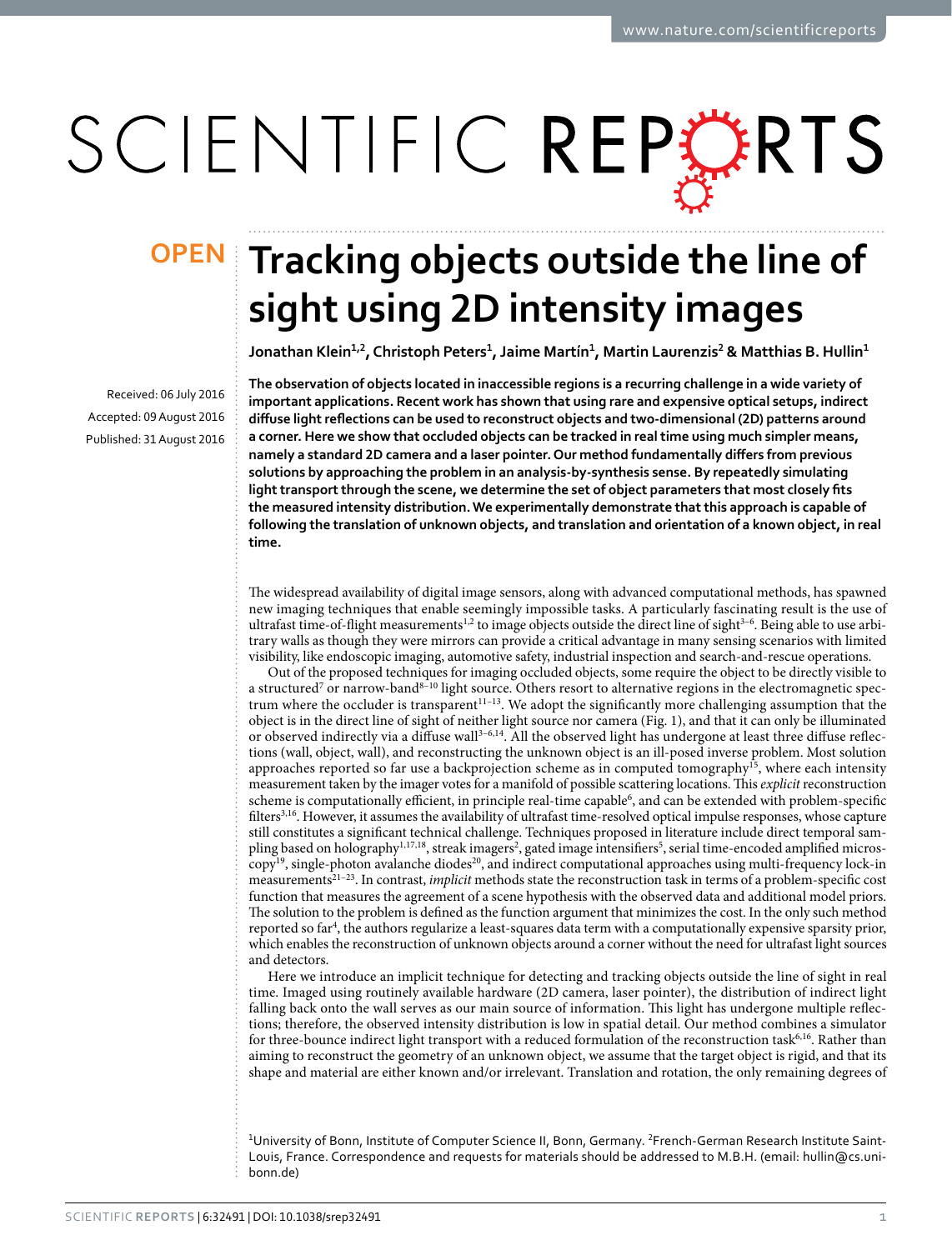OPEN

# Tracking objects outside the line of sight using 2D intensity images

**Jonathan Klein[1,2], Christoph Peters[1], Jaime Martín[1], Martin Laurenzis[2] & Matthias B. Hullin[1]**

Received: 06 July 2016
Accepted: 09 August 2016
Published: 31 August 2016

**The observation of objects located in inaccessible regions is a recurring challenge in a wide variety of important applications. Recent work has shown that using rare and expensive optical setups, indirect diffuse light reflections can be used to reconstruct objects and two-dimensional (2D) patterns around a corner. Here we show that occluded objects can be tracked in real time using much simpler means, namely a standard 2D camera and a laser pointer. Our method fundamentally differs from previous solutions by approaching the problem in an analysis-by-synthesis sense. By repeatedly simulating light transport through the scene, we determine the set of object parameters that most closely fits the measured intensity distribution. We experimentally demonstrate that this approach is capable of following the translation of unknown objects, and translation and orientation of a known object, in real time.**

The widespread availability of digital image sensors, along with advanced computational methods, has spawned new imaging techniques that enable seemingly impossible tasks. A particularly fascinating result is the use of ultrafast time-of-flight measurements[1,2] to image objects outside the direct line of sight[3–6]. Being able to use arbitrary walls as though they were mirrors can provide a critical advantage in many sensing scenarios with limited visibility, like endoscopic imaging, automotive safety, industrial inspection and search-and-rescue operations.

Out of the proposed techniques for imaging occluded objects, some require the object to be directly visible to a structured[7] or narrow-band[8–10] light source. Others resort to alternative regions in the electromagnetic spectrum where the occluder is transparent[11–13]. We adopt the significantly more challenging assumption that the object is in the direct line of sight of neither light source nor camera (Fig. 1), and that it can only be illuminated or observed indirectly via a diffuse wall[3–6,14]. All the observed light has undergone at least three diffuse reflections (wall, object, wall), and reconstructing the unknown object is an ill-posed inverse problem. Most solution approaches reported so far use a backprojection scheme as in computed tomography[15], where each intensity measurement taken by the imager votes for a manifold of possible scattering locations. This *explicit* reconstruction scheme is computationally efficient, in principle real-time capable[6], and can be extended with problem-specific filters[3,16]. However, it assumes the availability of ultrafast time-resolved optical impulse responses, whose capture still constitutes a significant technical challenge. Techniques proposed in literature include direct temporal sampling based on holography[1,17,18], streak imagers[2], gated image intensifiers[5], serial time-encoded amplified microscopy[19], single-photon avalanche diodes[20], and indirect computational approaches using multi-frequency lock-in measurements[21–23]. In contrast, *implicit* methods state the reconstruction task in terms of a problem-specific cost function that measures the agreement of a scene hypothesis with the observed data and additional model priors. The solution to the problem is defined as the function argument that minimizes the cost. In the only such method reported so far[4], the authors regularize a least-squares data term with a computationally expensive sparsity prior, which enables the reconstruction of unknown objects around a corner without the need for ultrafast light sources and detectors.

Here we introduce an implicit technique for detecting and tracking objects outside the line of sight in real time. Imaged using routinely available hardware (2D camera, laser pointer), the distribution of indirect light falling back onto the wall serves as our main source of information. This light has undergone multiple reflections; therefore, the observed intensity distribution is low in spatial detail. Our method combines a simulator for three-bounce indirect light transport with a reduced formulation of the reconstruction task[6,16]. Rather than aiming to reconstruct the geometry of an unknown object, we assume that the target object is rigid, and that its shape and material are either known and/or irrelevant. Translation and rotation, the only remaining degrees of

[1]University of Bonn, Institute of Computer Science II, Bonn, Germany. [2]French-German Research Institute Saint-Louis, France. Correspondence and requests for materials should be addressed to M.B.H. (email: hullin@cs.uni-bonn.de)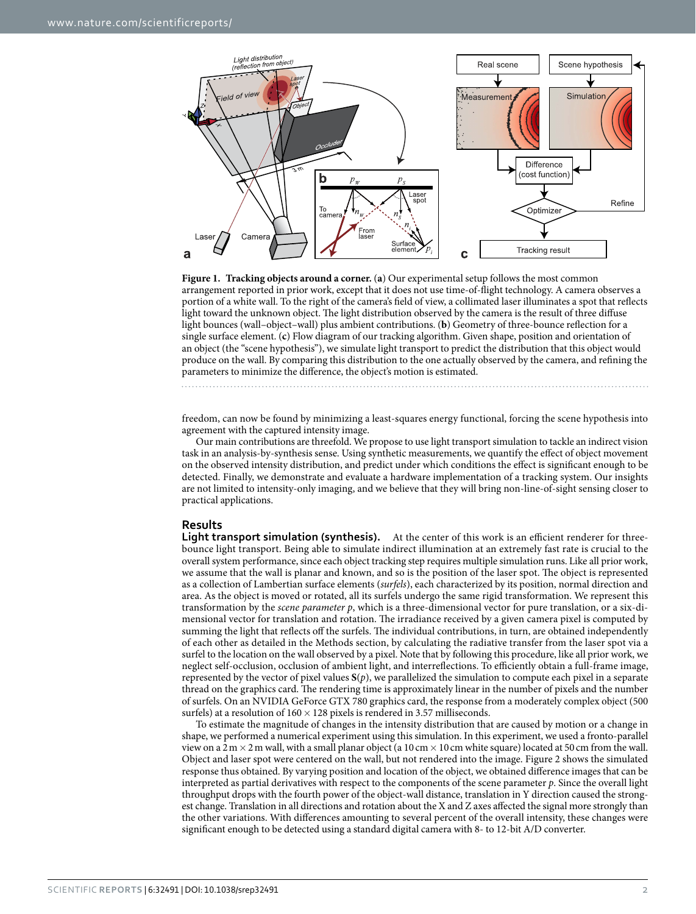Light distribution
(reflection from object)

Laser spot

Field of view

Object

Occluder

3 m

Laser

Camera

a

b

$p_W$

$p_S$

Laser spot

To camera

$n_W$

$n_S$

From laser

$n_i$

Surface element

$p_i$

Real scene

Scene hypothesis

Measurement

Simulation

Difference (cost function)

Optimizer

Refine

Tracking result

c

**Figure 1. Tracking objects around a corner.** (**a**) Our experimental setup follows the most common arrangement reported in prior work, except that it does not use time-of-flight technology. A camera observes a portion of a white wall. To the right of the camera's field of view, a collimated laser illuminates a spot that reflects light toward the unknown object. The light distribution observed by the camera is the result of three diffuse light bounces (wall–object–wall) plus ambient contributions. (**b**) Geometry of three-bounce reflection for a single surface element. (**c**) Flow diagram of our tracking algorithm. Given shape, position and orientation of an object (the "scene hypothesis"), we simulate light transport to predict the distribution that this object would produce on the wall. By comparing this distribution to the one actually observed by the camera, and refining the parameters to minimize the difference, the object's motion is estimated.

freedom, can now be found by minimizing a least-squares energy functional, forcing the scene hypothesis into agreement with the captured intensity image.

Our main contributions are threefold. We propose to use light transport simulation to tackle an indirect vision task in an analysis-by-synthesis sense. Using synthetic measurements, we quantify the effect of object movement on the observed intensity distribution, and predict under which conditions the effect is significant enough to be detected. Finally, we demonstrate and evaluate a hardware implementation of a tracking system. Our insights are not limited to intensity-only imaging, and we believe that they will bring non-line-of-sight sensing closer to practical applications.

## Results

**Light transport simulation (synthesis).** At the center of this work is an efficient renderer for three-bounce light transport. Being able to simulate indirect illumination at an extremely fast rate is crucial to the overall system performance, since each object tracking step requires multiple simulation runs. Like all prior work, we assume that the wall is planar and known, and so is the position of the laser spot. The object is represented as a collection of Lambertian surface elements (*surfels*), each characterized by its position, normal direction and area. As the object is moved or rotated, all its surfels undergo the same rigid transformation. We represent this transformation by the *scene parameter* $p$, which is a three-dimensional vector for pure translation, or a six-dimensional vector for translation and rotation. The irradiance received by a given camera pixel is computed by summing the light that reflects off the surfels. The individual contributions, in turn, are obtained independently of each other as detailed in the Methods section, by calculating the radiative transfer from the laser spot via a surfel to the location on the wall observed by a pixel. Note that by following this procedure, like all prior work, we neglect self-occlusion, occlusion of ambient light, and interreflections. To efficiently obtain a full-frame image, represented by the vector of pixel values $\mathbf{S}(p)$, we parallelized the simulation to compute each pixel in a separate thread on the graphics card. The rendering time is approximately linear in the number of pixels and the number of surfels. On an NVIDIA GeForce GTX 780 graphics card, the response from a moderately complex object (500 surfels) at a resolution of $160 \times 128$ pixels is rendered in 3.57 milliseconds.

To estimate the magnitude of changes in the intensity distribution that are caused by motion or a change in shape, we performed a numerical experiment using this simulation. In this experiment, we used a fronto-parallel view on a $2\,\text{m} \times 2\,\text{m}$ wall, with a small planar object (a $10\,\text{cm} \times 10\,\text{cm}$ white square) located at 50 cm from the wall. Object and laser spot were centered on the wall, but not rendered into the image. Figure 2 shows the simulated response thus obtained. By varying position and location of the object, we obtained difference images that can be interpreted as partial derivatives with respect to the components of the scene parameter $p$. Since the overall light throughput drops with the fourth power of the object-wall distance, translation in Y direction caused the strongest change. Translation in all directions and rotation about the X and Z axes affected the signal more strongly than the other variations. With differences amounting to several percent of the overall intensity, these changes were significant enough to be detected using a standard digital camera with 8- to 12-bit A/D converter.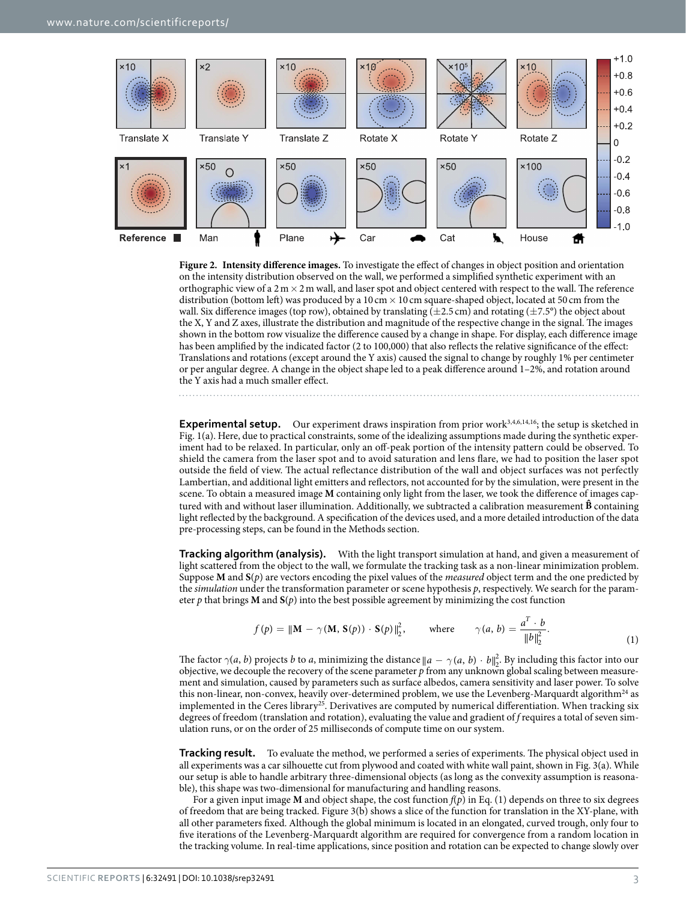**Figure 2. Intensity difference images.** To investigate the effect of changes in object position and orientation on the intensity distribution observed on the wall, we performed a simplified synthetic experiment with an orthographic view of a 2 m × 2 m wall, and laser spot and object centered with respect to the wall. The reference distribution (bottom left) was produced by a 10 cm × 10 cm square-shaped object, located at 50 cm from the wall. Six difference images (top row), obtained by translating (±2.5 cm) and rotating (±7.5°) the object about the X, Y and Z axes, illustrate the distribution and magnitude of the respective change in the signal. The images shown in the bottom row visualize the difference caused by a change in shape. For display, each difference image has been amplified by the indicated factor (2 to 100,000) that also reflects the relative significance of the effect: Translations and rotations (except around the Y axis) caused the signal to change by roughly 1% per centimeter or per angular degree. A change in the object shape led to a peak difference around 1–2%, and rotation around the Y axis had a much smaller effect.

**Experimental setup.** Our experiment draws inspiration from prior work[3,4,6,14,16]; the setup is sketched in Fig. 1(a). Here, due to practical constraints, some of the idealizing assumptions made during the synthetic experiment had to be relaxed. In particular, only an off-peak portion of the intensity pattern could be observed. To shield the camera from the laser spot and to avoid saturation and lens flare, we had to position the laser spot outside the field of view. The actual reflectance distribution of the wall and object surfaces was not perfectly Lambertian, and additional light emitters and reflectors, not accounted for by the simulation, were present in the scene. To obtain a measured image $\mathbf{M}$ containing only light from the laser, we took the difference of images captured with and without laser illumination. Additionally, we subtracted a calibration measurement $\hat{\mathbf{B}}$ containing light reflected by the background. A specification of the devices used, and a more detailed introduction of the data pre-processing steps, can be found in the Methods section.

**Tracking algorithm (analysis).** With the light transport simulation at hand, and given a measurement of light scattered from the object to the wall, we formulate the tracking task as a non-linear minimization problem. Suppose $\mathbf{M}$ and $\mathbf{S}(p)$ are vectors encoding the pixel values of the *measured* object term and the one predicted by the *simulation* under the transformation parameter or scene hypothesis $p$, respectively. We search for the parameter $p$ that brings $\mathbf{M}$ and $\mathbf{S}(p)$ into the best possible agreement by minimizing the cost function

$$f(p) = \|\mathbf{M} - \gamma(\mathbf{M}, \mathbf{S}(p)) \cdot \mathbf{S}(p)\|_2^2, \qquad \text{where} \qquad \gamma(a, b) = \frac{a^T \cdot b}{\|b\|_2^2}. \tag{1}$$

The factor $\gamma(a, b)$ projects $b$ to $a$, minimizing the distance $\|a - \gamma(a, b) \cdot b\|_2^2$. By including this factor into our objective, we decouple the recovery of the scene parameter $p$ from any unknown global scaling between measurement and simulation, caused by parameters such as surface albedos, camera sensitivity and laser power. To solve this non-linear, non-convex, heavily over-determined problem, we use the Levenberg-Marquardt algorithm[24] as implemented in the Ceres library[25]. Derivatives are computed by numerical differentiation. When tracking six degrees of freedom (translation and rotation), evaluating the value and gradient of $f$ requires a total of seven simulation runs, or on the order of 25 milliseconds of compute time on our system.

**Tracking result.** To evaluate the method, we performed a series of experiments. The physical object used in all experiments was a car silhouette cut from plywood and coated with white wall paint, shown in Fig. 3(a). While our setup is able to handle arbitrary three-dimensional objects (as long as the convexity assumption is reasonable), this shape was two-dimensional for manufacturing and handling reasons.

For a given input image $\mathbf{M}$ and object shape, the cost function $f(p)$ in Eq. (1) depends on three to six degrees of freedom that are being tracked. Figure 3(b) shows a slice of the function for translation in the XY-plane, with all other parameters fixed. Although the global minimum is located in an elongated, curved trough, only four to five iterations of the Levenberg-Marquardt algorithm are required for convergence from a random location in the tracking volume. In real-time applications, since position and rotation can be expected to change slowly over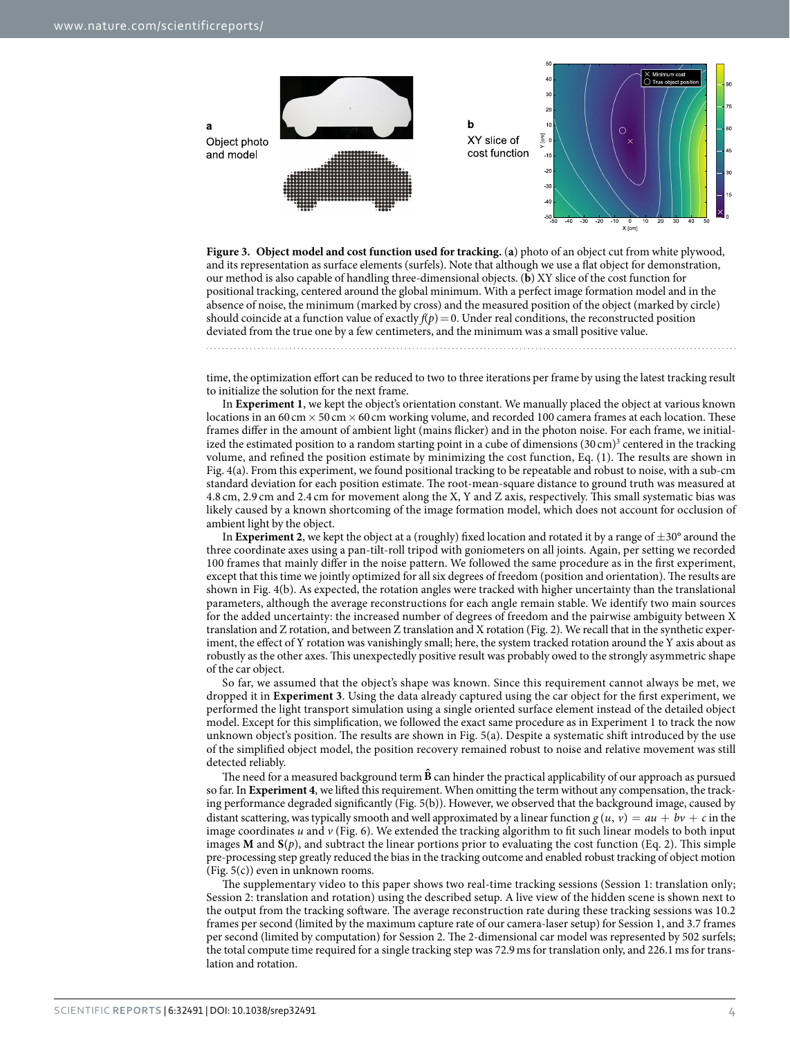**Figure 3. Object model and cost function used for tracking.** (**a**) photo of an object cut from white plywood, and its representation as surface elements (surfels). Note that although we use a flat object for demonstration, our method is also capable of handling three-dimensional objects. (**b**) XY slice of the cost function for positional tracking, centered around the global minimum. With a perfect image formation model and in the absence of noise, the minimum (marked by cross) and the measured position of the object (marked by circle) should coincide at a function value of exactly $f(p) = 0$. Under real conditions, the reconstructed position deviated from the true one by a few centimeters, and the minimum was a small positive value.

time, the optimization effort can be reduced to two to three iterations per frame by using the latest tracking result to initialize the solution for the next frame.

In **Experiment 1**, we kept the object's orientation constant. We manually placed the object at various known locations in an 60 cm × 50 cm × 60 cm working volume, and recorded 100 camera frames at each location. These frames differ in the amount of ambient light (mains flicker) and in the photon noise. For each frame, we initialized the estimated position to a random starting point in a cube of dimensions $(30\,\text{cm})^3$ centered in the tracking volume, and refined the position estimate by minimizing the cost function, Eq. (1). The results are shown in Fig. 4(a). From this experiment, we found positional tracking to be repeatable and robust to noise, with a sub-cm standard deviation for each position estimate. The root-mean-square distance to ground truth was measured at 4.8 cm, 2.9 cm and 2.4 cm for movement along the X, Y and Z axis, respectively. This small systematic bias was likely caused by a known shortcoming of the image formation model, which does not account for occlusion of ambient light by the object.

In **Experiment 2**, we kept the object at a (roughly) fixed location and rotated it by a range of ±30° around the three coordinate axes using a pan-tilt-roll tripod with goniometers on all joints. Again, per setting we recorded 100 frames that mainly differ in the noise pattern. We followed the same procedure as in the first experiment, except that this time we jointly optimized for all six degrees of freedom (position and orientation). The results are shown in Fig. 4(b). As expected, the rotation angles were tracked with higher uncertainty than the translational parameters, although the average reconstructions for each angle remain stable. We identify two main sources for the added uncertainty: the increased number of degrees of freedom and the pairwise ambiguity between X translation and Z rotation, and between Z translation and X rotation (Fig. 2). We recall that in the synthetic experiment, the effect of Y rotation was vanishingly small; here, the system tracked rotation around the Y axis about as robustly as the other axes. This unexpectedly positive result was probably owed to the strongly asymmetric shape of the car object.

So far, we assumed that the object's shape was known. Since this requirement cannot always be met, we dropped it in **Experiment 3**. Using the data already captured using the car object for the first experiment, we performed the light transport simulation using a single oriented surface element instead of the detailed object model. Except for this simplification, we followed the exact same procedure as in Experiment 1 to track the now unknown object's position. The results are shown in Fig. 5(a). Despite a systematic shift introduced by the use of the simplified object model, the position recovery remained robust to noise and relative movement was still detected reliably.

The need for a measured background term $\hat{\mathbf{B}}$ can hinder the practical applicability of our approach as pursued so far. In **Experiment 4**, we lifted this requirement. When omitting the term without any compensation, the tracking performance degraded significantly (Fig. 5(b)). However, we observed that the background image, caused by distant scattering, was typically smooth and well approximated by a linear function $g(u, v) = au + bv + c$ in the image coordinates $u$ and $v$ (Fig. 6). We extended the tracking algorithm to fit such linear models to both input images $\mathbf{M}$ and $\mathbf{S}(p)$, and subtract the linear portions prior to evaluating the cost function (Eq. 2). This simple pre-processing step greatly reduced the bias in the tracking outcome and enabled robust tracking of object motion (Fig. 5(c)) even in unknown rooms.

The supplementary video to this paper shows two real-time tracking sessions (Session 1: translation only; Session 2: translation and rotation) using the described setup. A live view of the hidden scene is shown next to the output from the tracking software. The average reconstruction rate during these tracking sessions was 10.2 frames per second (limited by the maximum capture rate of our camera-laser setup) for Session 1, and 3.7 frames per second (limited by computation) for Session 2. The 2-dimensional car model was represented by 502 surfels; the total compute time required for a single tracking step was 72.9 ms for translation only, and 226.1 ms for translation and rotation.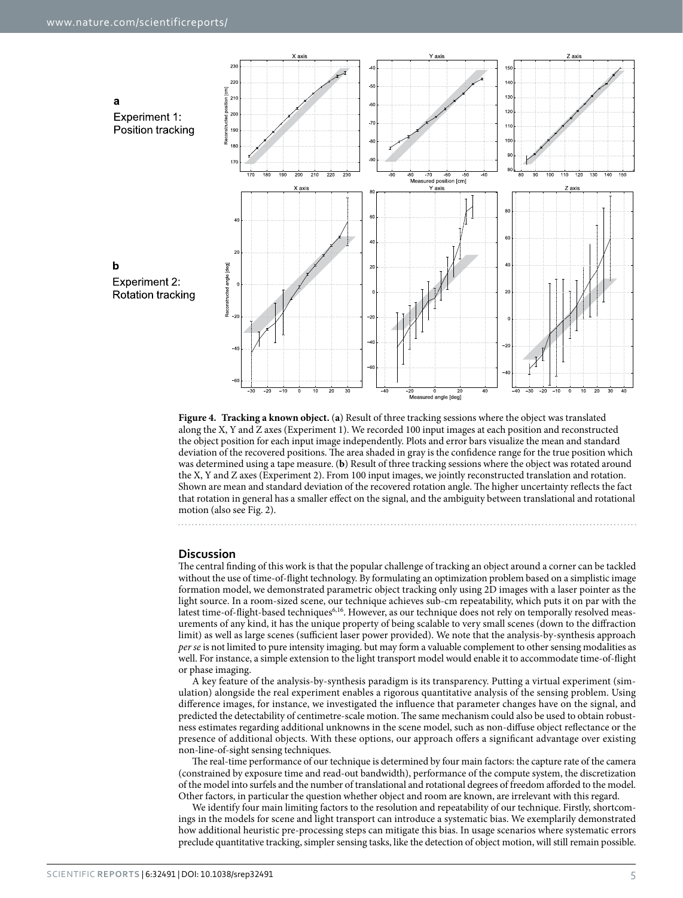**Figure 4. Tracking a known object.** (**a**) Result of three tracking sessions where the object was translated along the X, Y and Z axes (Experiment 1). We recorded 100 input images at each position and reconstructed the object position for each input image independently. Plots and error bars visualize the mean and standard deviation of the recovered positions. The area shaded in gray is the confidence range for the true position which was determined using a tape measure. (**b**) Result of three tracking sessions where the object was rotated around the X, Y and Z axes (Experiment 2). From 100 input images, we jointly reconstructed translation and rotation. Shown are mean and standard deviation of the recovered rotation angle. The higher uncertainty reflects the fact that rotation in general has a smaller effect on the signal, and the ambiguity between translational and rotational motion (also see Fig. 2).

## Discussion

The central finding of this work is that the popular challenge of tracking an object around a corner can be tackled without the use of time-of-flight technology. By formulating an optimization problem based on a simplistic image formation model, we demonstrated parametric object tracking only using 2D images with a laser pointer as the light source. In a room-sized scene, our technique achieves sub-cm repeatability, which puts it on par with the latest time-of-flight-based techniques[6,16]. However, as our technique does not rely on temporally resolved measurements of any kind, it has the unique property of being scalable to very small scenes (down to the diffraction limit) as well as large scenes (sufficient laser power provided). We note that the analysis-by-synthesis approach *per se* is not limited to pure intensity imaging. but may form a valuable complement to other sensing modalities as well. For instance, a simple extension to the light transport model would enable it to accommodate time-of-flight or phase imaging.

A key feature of the analysis-by-synthesis paradigm is its transparency. Putting a virtual experiment (simulation) alongside the real experiment enables a rigorous quantitative analysis of the sensing problem. Using difference images, for instance, we investigated the influence that parameter changes have on the signal, and predicted the detectability of centimetre-scale motion. The same mechanism could also be used to obtain robustness estimates regarding additional unknowns in the scene model, such as non-diffuse object reflectance or the presence of additional objects. With these options, our approach offers a significant advantage over existing non-line-of-sight sensing techniques.

The real-time performance of our technique is determined by four main factors: the capture rate of the camera (constrained by exposure time and read-out bandwidth), performance of the compute system, the discretization of the model into surfels and the number of translational and rotational degrees of freedom afforded to the model. Other factors, in particular the question whether object and room are known, are irrelevant with this regard.

We identify four main limiting factors to the resolution and repeatability of our technique. Firstly, shortcomings in the models for scene and light transport can introduce a systematic bias. We exemplarily demonstrated how additional heuristic pre-processing steps can mitigate this bias. In usage scenarios where systematic errors preclude quantitative tracking, simpler sensing tasks, like the detection of object motion, will still remain possible.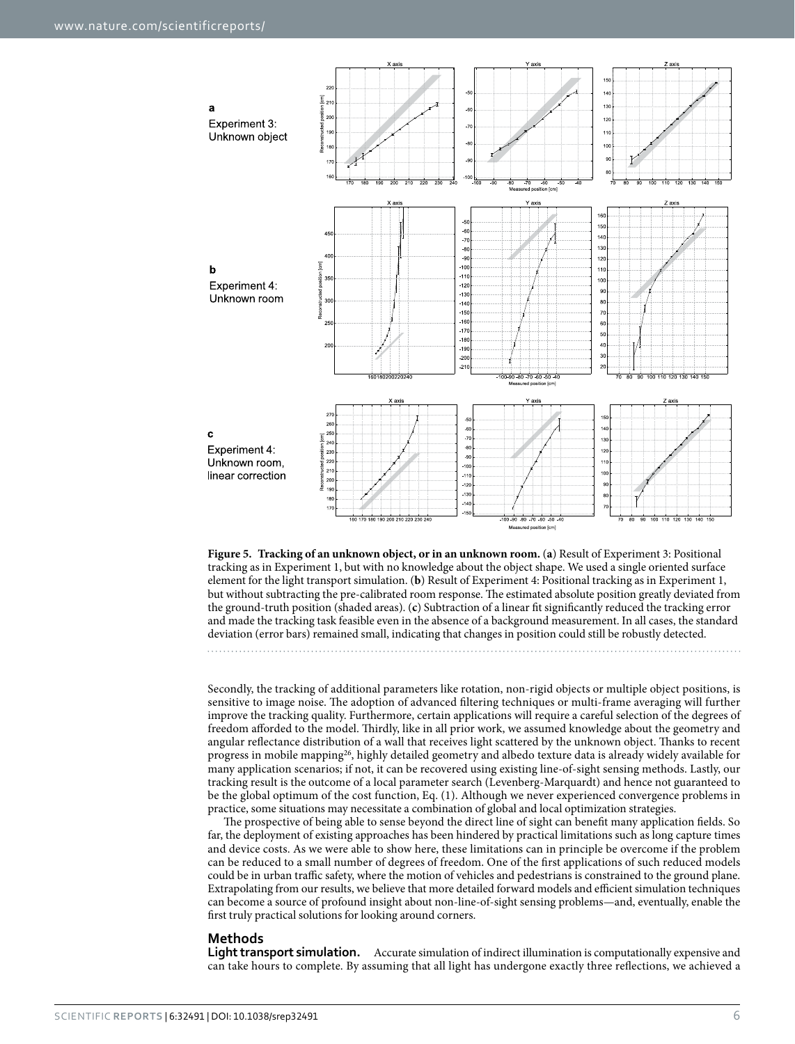**Figure 5. Tracking of an unknown object, or in an unknown room.** (**a**) Result of Experiment 3: Positional tracking as in Experiment 1, but with no knowledge about the object shape. We used a single oriented surface element for the light transport simulation. (**b**) Result of Experiment 4: Positional tracking as in Experiment 1, but without subtracting the pre-calibrated room response. The estimated absolute position greatly deviated from the ground-truth position (shaded areas). (**c**) Subtraction of a linear fit significantly reduced the tracking error and made the tracking task feasible even in the absence of a background measurement. In all cases, the standard deviation (error bars) remained small, indicating that changes in position could still be robustly detected.

Secondly, the tracking of additional parameters like rotation, non-rigid objects or multiple object positions, is sensitive to image noise. The adoption of advanced filtering techniques or multi-frame averaging will further improve the tracking quality. Furthermore, certain applications will require a careful selection of the degrees of freedom afforded to the model. Thirdly, like in all prior work, we assumed knowledge about the geometry and angular reflectance distribution of a wall that receives light scattered by the unknown object. Thanks to recent progress in mobile mapping[26], highly detailed geometry and albedo texture data is already widely available for many application scenarios; if not, it can be recovered using existing line-of-sight sensing methods. Lastly, our tracking result is the outcome of a local parameter search (Levenberg-Marquardt) and hence not guaranteed to be the global optimum of the cost function, Eq. (1). Although we never experienced convergence problems in practice, some situations may necessitate a combination of global and local optimization strategies.

The prospective of being able to sense beyond the direct line of sight can benefit many application fields. So far, the deployment of existing approaches has been hindered by practical limitations such as long capture times and device costs. As we were able to show here, these limitations can in principle be overcome if the problem can be reduced to a small number of degrees of freedom. One of the first applications of such reduced models could be in urban traffic safety, where the motion of vehicles and pedestrians is constrained to the ground plane. Extrapolating from our results, we believe that more detailed forward models and efficient simulation techniques can become a source of profound insight about non-line-of-sight sensing problems—and, eventually, enable the first truly practical solutions for looking around corners.

## Methods

**Light transport simulation.** Accurate simulation of indirect illumination is computationally expensive and can take hours to complete. By assuming that all light has undergone exactly three reflections, we achieved a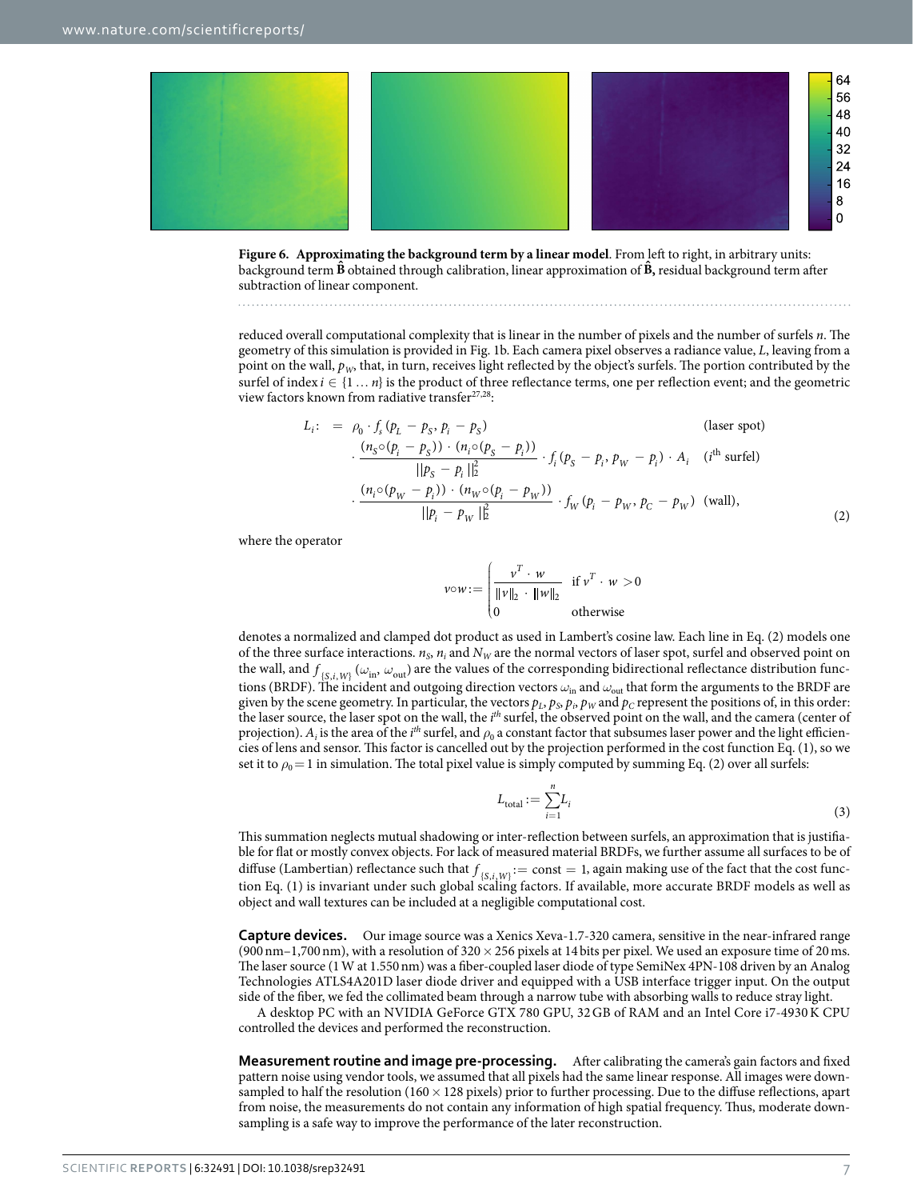**Figure 6. Approximating the background term by a linear model**. From left to right, in arbitrary units: background term $\hat{\mathbf{B}}$ obtained through calibration, linear approximation of $\hat{\mathbf{B}}$, residual background term after subtraction of linear component.

reduced overall computational complexity that is linear in the number of pixels and the number of surfels $n$. The geometry of this simulation is provided in Fig. 1b. Each camera pixel observes a radiance value, $L$, leaving from a point on the wall, $p_W$, that, in turn, receives light reflected by the object's surfels. The portion contributed by the surfel of index $i \in \{1 \ldots n\}$ is the product of three reflectance terms, one per reflection event; and the geometric view factors known from radiative transfer[27,28]:

$$
\begin{aligned}
L_i := \; & \rho_0 \cdot f_s(p_L - p_S, p_i - p_S) && \text{(laser spot)} \\
& \cdot \frac{(n_S \circ (p_i - p_S)) \cdot (n_i \circ (p_S - p_i))}{\|p_S - p_i\|_2^2} \cdot f_i(p_S - p_i, p_W - p_i) \cdot A_i && (i^{\text{th}} \text{ surfel}) \\
& \cdot \frac{(n_i \circ (p_W - p_i)) \cdot (n_W \circ (p_i - p_W))}{\|p_i - p_W\|_2^2} \cdot f_W(p_i - p_W, p_C - p_W) && \text{(wall)},
\end{aligned}
\tag{2}
$$

where the operator

$$
v \circ w := \begin{cases} \dfrac{v^T \cdot w}{\|v\|_2 \cdot \|w\|_2} & \text{if } v^T \cdot w > 0 \\ 0 & \text{otherwise} \end{cases}
$$

denotes a normalized and clamped dot product as used in Lambert's cosine law. Each line in Eq. (2) models one of the three surface interactions. $n_S$, $n_i$ and $N_W$ are the normal vectors of laser spot, surfel and observed point on the wall, and $f_{\{S,i,W\}}(\omega_{\text{in}}, \omega_{\text{out}})$ are the values of the corresponding bidirectional reflectance distribution functions (BRDF). The incident and outgoing direction vectors $\omega_{\text{in}}$ and $\omega_{\text{out}}$ that form the arguments to the BRDF are given by the scene geometry. In particular, the vectors $p_L$, $p_S$, $p_i$, $p_W$ and $p_C$ represent the positions of, in this order: the laser source, the laser spot on the wall, the $i^{th}$ surfel, the observed point on the wall, and the camera (center of projection). $A_i$ is the area of the $i^{th}$ surfel, and $\rho_0$ a constant factor that subsumes laser power and the light efficiencies of lens and sensor. This factor is cancelled out by the projection performed in the cost function Eq. (1), so we set it to $\rho_0 = 1$ in simulation. The total pixel value is simply computed by summing Eq. (2) over all surfels:

$$
L_{\text{total}} := \sum_{i=1}^{n} L_i
\tag{3}
$$

This summation neglects mutual shadowing or inter-reflection between surfels, an approximation that is justifiable for flat or mostly convex objects. For lack of measured material BRDFs, we further assume all surfaces to be of diffuse (Lambertian) reflectance such that $f_{\{S,i,W\}} := \text{const} = 1$, again making use of the fact that the cost function Eq. (1) is invariant under such global scaling factors. If available, more accurate BRDF models as well as object and wall textures can be included at a negligible computational cost.

**Capture devices.** Our image source was a Xenics Xeva-1.7-320 camera, sensitive in the near-infrared range (900 nm–1,700 nm), with a resolution of $320 \times 256$ pixels at 14 bits per pixel. We used an exposure time of 20 ms. The laser source (1 W at 1.550 nm) was a fiber-coupled laser diode of type SemiNex 4PN-108 driven by an Analog Technologies ATLS4A201D laser diode driver and equipped with a USB interface trigger input. On the output side of the fiber, we fed the collimated beam through a narrow tube with absorbing walls to reduce stray light.

A desktop PC with an NVIDIA GeForce GTX 780 GPU, 32 GB of RAM and an Intel Core i7-4930 K CPU controlled the devices and performed the reconstruction.

**Measurement routine and image pre-processing.** After calibrating the camera's gain factors and fixed pattern noise using vendor tools, we assumed that all pixels had the same linear response. All images were downsampled to half the resolution ($160 \times 128$ pixels) prior to further processing. Due to the diffuse reflections, apart from noise, the measurements do not contain any information of high spatial frequency. Thus, moderate downsampling is a safe way to improve the performance of the later reconstruction.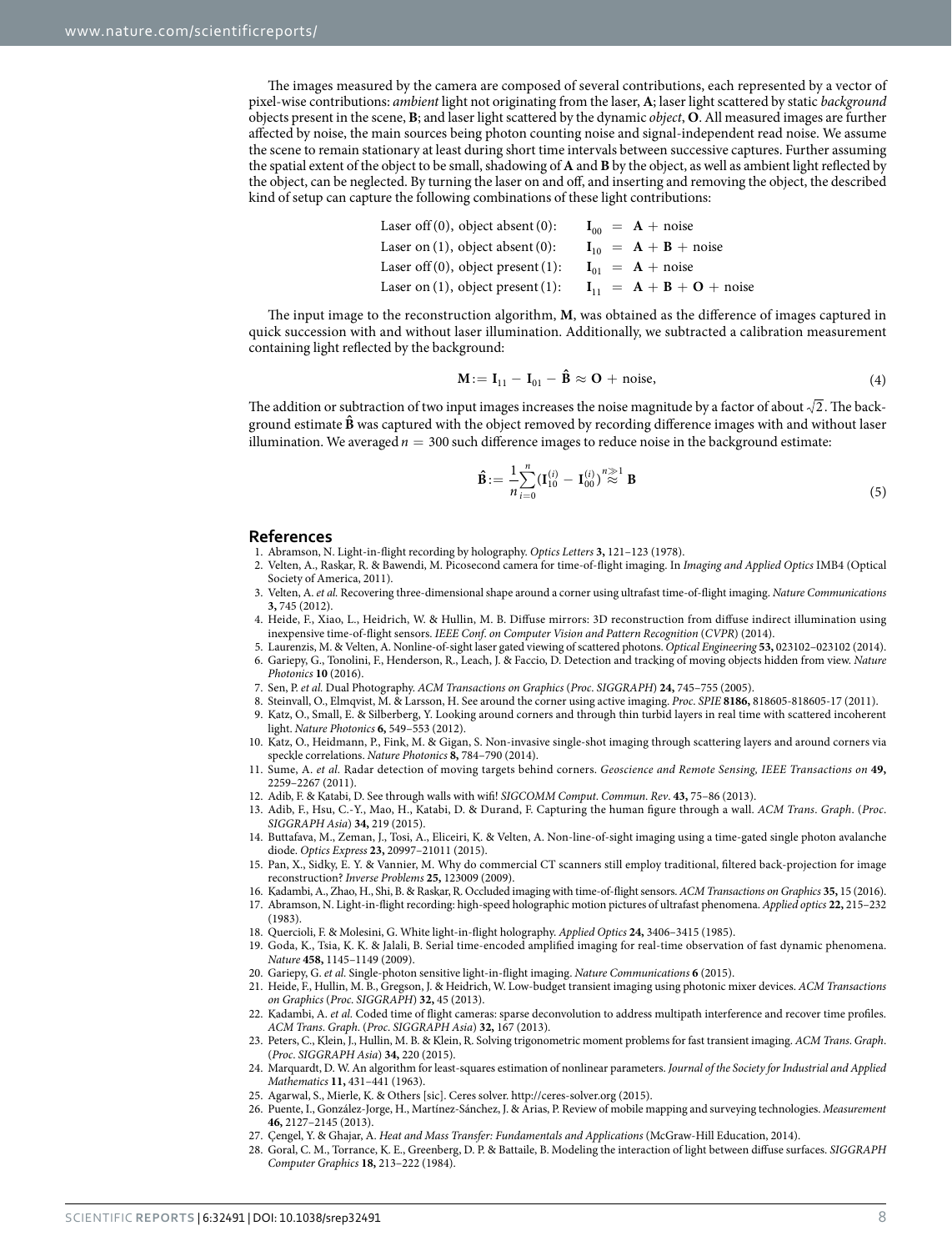The images measured by the camera are composed of several contributions, each represented by a vector of pixel-wise contributions: *ambient* light not originating from the laser, $\mathbf{A}$; laser light scattered by static *background* objects present in the scene, $\mathbf{B}$; and laser light scattered by the dynamic *object*, $\mathbf{O}$. All measured images are further affected by noise, the main sources being photon counting noise and signal-independent read noise. We assume the scene to remain stationary at least during short time intervals between successive captures. Further assuming the spatial extent of the object to be small, shadowing of $\mathbf{A}$ and $\mathbf{B}$ by the object, as well as ambient light reflected by the object, can be neglected. By turning the laser on and off, and inserting and removing the object, the described kind of setup can capture the following combinations of these light contributions:

$$
\begin{aligned}
&\text{Laser off (0), object absent (0):} && \mathbf{I}_{00} = \mathbf{A} + \text{noise} \\
&\text{Laser on (1), object absent (0):} && \mathbf{I}_{10} = \mathbf{A} + \mathbf{B} + \text{noise} \\
&\text{Laser off (0), object present (1):} && \mathbf{I}_{01} = \mathbf{A} + \text{noise} \\
&\text{Laser on (1), object present (1):} && \mathbf{I}_{11} = \mathbf{A} + \mathbf{B} + \mathbf{O} + \text{noise}
\end{aligned}
$$

The input image to the reconstruction algorithm, $\mathbf{M}$, was obtained as the difference of images captured in quick succession with and without laser illumination. Additionally, we subtracted a calibration measurement containing light reflected by the background:

$$
\mathbf{M} := \mathbf{I}_{11} - \mathbf{I}_{01} - \hat{\mathbf{B}} \approx \mathbf{O} + \text{noise}, \tag{4}
$$

The addition or subtraction of two input images increases the noise magnitude by a factor of about $\sqrt{2}$. The background estimate $\hat{\mathbf{B}}$ was captured with the object removed by recording difference images with and without laser illumination. We averaged $n = 300$ such difference images to reduce noise in the background estimate:

$$
\hat{\mathbf{B}} := \frac{1}{n}\sum_{i=0}^{n}\left(\mathbf{I}_{10}^{(i)} - \mathbf{I}_{00}^{(i)}\right) \overset{n \gg 1}{\approx} \mathbf{B} \tag{5}
$$

## References

1. Abramson, N. Light-in-flight recording by holography. *Optics Letters* **3,** 121–123 (1978).
2. Velten, A., Raskar, R. & Bawendi, M. Picosecond camera for time-of-flight imaging. In *Imaging and Applied Optics* IMB4 (Optical Society of America, 2011).
3. Velten, A. *et al.* Recovering three-dimensional shape around a corner using ultrafast time-of-flight imaging. *Nature Communications* **3,** 745 (2012).
4. Heide, F., Xiao, L., Heidrich, W. & Hullin, M. B. Diffuse mirrors: 3D reconstruction from diffuse indirect illumination using inexpensive time-of-flight sensors. *IEEE Conf. on Computer Vision and Pattern Recognition* (*CVPR*) (2014).
5. Laurenzis, M. & Velten, A. Nonline-of-sight laser gated viewing of scattered photons. *Optical Engineering* **53,** 023102–023102 (2014).
6. Gariepy, G., Tonolini, F., Henderson, R., Leach, J. & Faccio, D. Detection and tracking of moving objects hidden from view. *Nature Photonics* **10** (2016).
7. Sen, P. *et al.* Dual Photography. *ACM Transactions on Graphics* (*Proc. SIGGRAPH*) **24,** 745–755 (2005).
8. Steinvall, O., Elmqvist, M. & Larsson, H. See around the corner using active imaging. *Proc. SPIE* **8186,** 818605-818605-17 (2011).
9. Katz, O., Small, E. & Silberberg, Y. Looking around corners and through thin turbid layers in real time with scattered incoherent light. *Nature Photonics* **6,** 549–553 (2012).
10. Katz, O., Heidmann, P., Fink, M. & Gigan, S. Non-invasive single-shot imaging through scattering layers and around corners via speckle correlations. *Nature Photonics* **8,** 784–790 (2014).
11. Sume, A. *et al.* Radar detection of moving targets behind corners. *Geoscience and Remote Sensing, IEEE Transactions on* **49,** 2259–2267 (2011).
12. Adib, F. & Katabi, D. See through walls with wifi! *SIGCOMM Comput. Commun. Rev*. **43,** 75–86 (2013).
13. Adib, F., Hsu, C.-Y., Mao, H., Katabi, D. & Durand, F. Capturing the human figure through a wall. *ACM Trans. Graph*. (*Proc. SIGGRAPH Asia*) **34,** 219 (2015).
14. Buttafava, M., Zeman, J., Tosi, A., Eliceiri, K. & Velten, A. Non-line-of-sight imaging using a time-gated single photon avalanche diode. *Optics Express* **23,** 20997–21011 (2015).
15. Pan, X., Sidky, E. Y. & Vannier, M. Why do commercial CT scanners still employ traditional, filtered back-projection for image reconstruction? *Inverse Problems* **25,** 123009 (2009).
16. Kadambi, A., Zhao, H., Shi, B. & Raskar, R. Occluded imaging with time-of-flight sensors. *ACM Transactions on Graphics* **35,** 15 (2016).
17. Abramson, N. Light-in-flight recording: high-speed holographic motion pictures of ultrafast phenomena. *Applied optics* **22,** 215–232 (1983).
18. Quercioli, F. & Molesini, G. White light-in-flight holography. *Applied Optics* **24,** 3406–3415 (1985).
19. Goda, K., Tsia, K. K. & Jalali, B. Serial time-encoded amplified imaging for real-time observation of fast dynamic phenomena. *Nature* **458,** 1145–1149 (2009).
20. Gariepy, G. *et al.* Single-photon sensitive light-in-flight imaging. *Nature Communications* **6** (2015).
21. Heide, F., Hullin, M. B., Gregson, J. & Heidrich, W. Low-budget transient imaging using photonic mixer devices. *ACM Transactions on Graphics* (*Proc. SIGGRAPH*) **32,** 45 (2013).
22. Kadambi, A. *et al.* Coded time of flight cameras: sparse deconvolution to address multipath interference and recover time profiles. *ACM Trans. Graph*. (*Proc. SIGGRAPH Asia*) **32,** 167 (2013).
23. Peters, C., Klein, J., Hullin, M. B. & Klein, R. Solving trigonometric moment problems for fast transient imaging. *ACM Trans. Graph*. (*Proc. SIGGRAPH Asia*) **34,** 220 (2015).
24. Marquardt, D. W. An algorithm for least-squares estimation of nonlinear parameters. *Journal of the Society for Industrial and Applied Mathematics* **11,** 431–441 (1963).
25. Agarwal, S., Mierle, K. & Others [sic]. Ceres solver. http://ceres-solver.org (2015).
26. Puente, I., González-Jorge, H., Martínez-Sánchez, J. & Arias, P. Review of mobile mapping and surveying technologies. *Measurement* **46,** 2127–2145 (2013).
27. Çengel, Y. & Ghajar, A. *Heat and Mass Transfer: Fundamentals and Applications* (McGraw-Hill Education, 2014).
28. Goral, C. M., Torrance, K. E., Greenberg, D. P. & Battaile, B. Modeling the interaction of light between diffuse surfaces. *SIGGRAPH Computer Graphics* **18,** 213–222 (1984).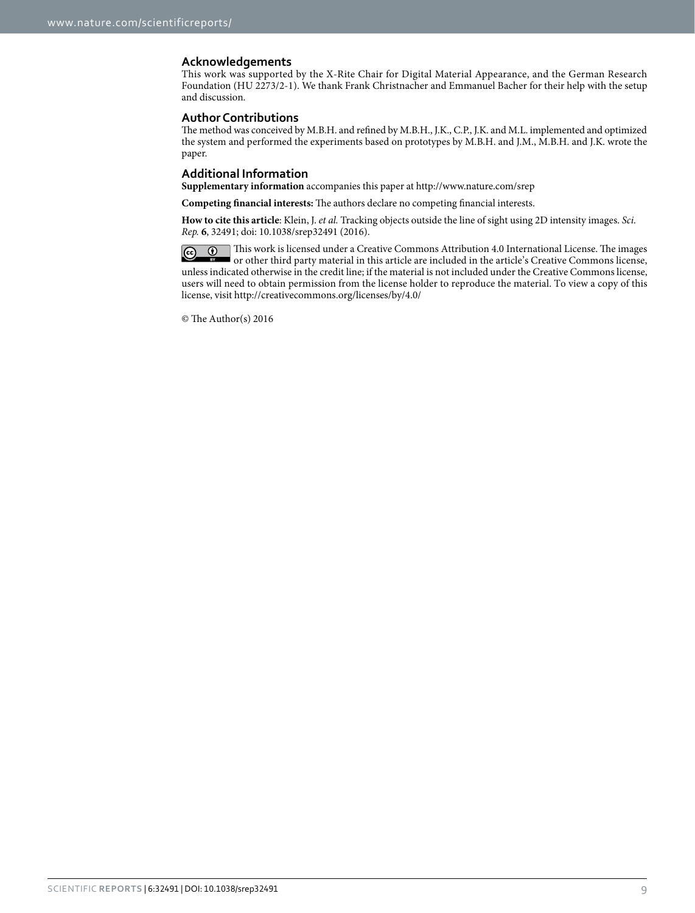## Acknowledgements

This work was supported by the X-Rite Chair for Digital Material Appearance, and the German Research Foundation (HU 2273/2-1). We thank Frank Christnacher and Emmanuel Bacher for their help with the setup and discussion.

## Author Contributions

The method was conceived by M.B.H. and refined by M.B.H., J.K., C.P., J.K. and M.L. implemented and optimized the system and performed the experiments based on prototypes by M.B.H. and J.M., M.B.H. and J.K. wrote the paper.

## Additional Information

**Supplementary information** accompanies this paper at http://www.nature.com/srep

**Competing financial interests:** The authors declare no competing financial interests.

**How to cite this article**: Klein, J. *et al.* Tracking objects outside the line of sight using 2D intensity images. *Sci. Rep.* **6**, 32491; doi: 10.1038/srep32491 (2016).

This work is licensed under a Creative Commons Attribution 4.0 International License. The images or other third party material in this article are included in the article's Creative Commons license, unless indicated otherwise in the credit line; if the material is not included under the Creative Commons license, users will need to obtain permission from the license holder to reproduce the material. To view a copy of this license, visit http://creativecommons.org/licenses/by/4.0/

© The Author(s) 2016